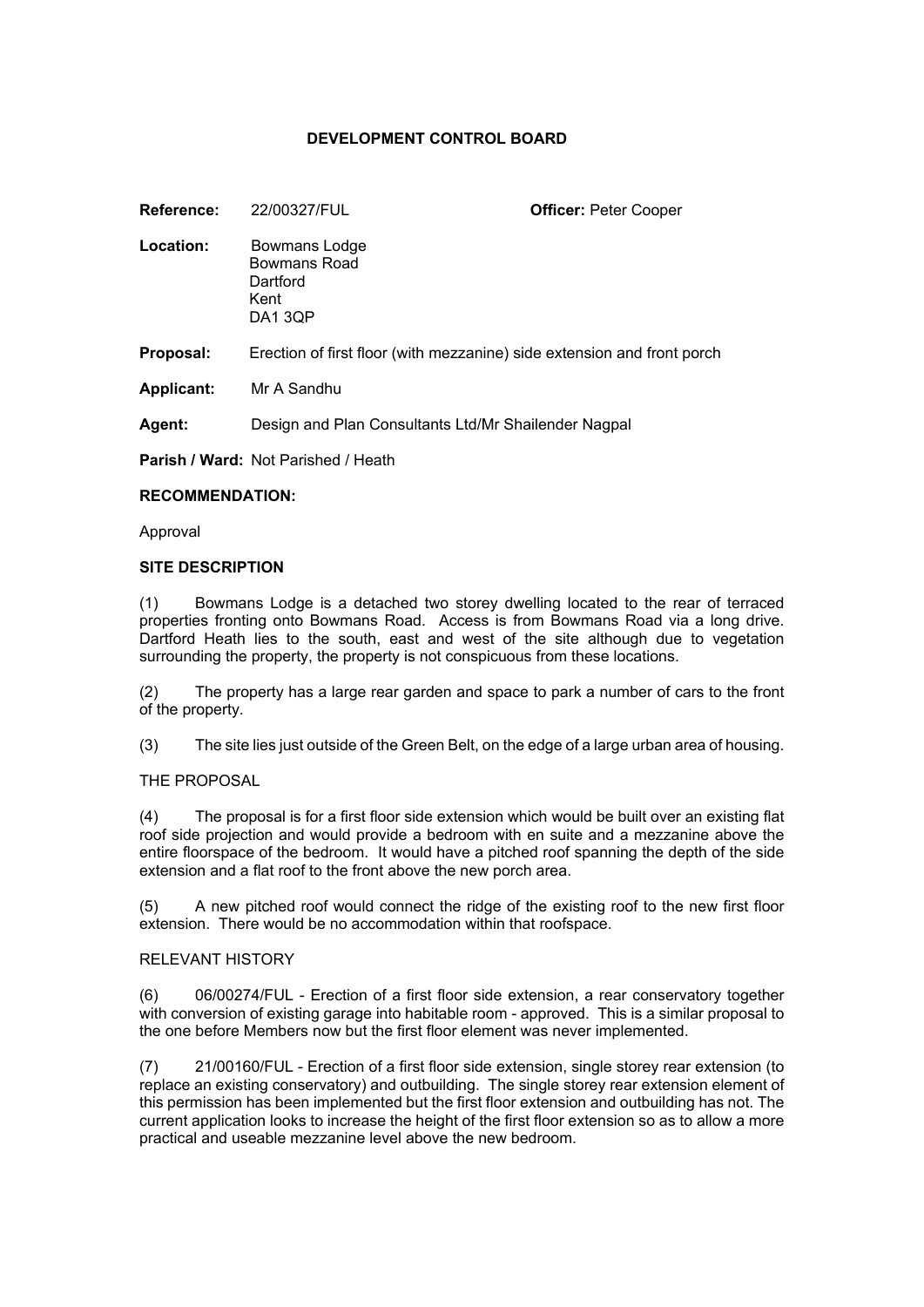**DEVELOPMENT CONTROL BOARD**

**Reference:** 22/00327/FUL **Officer:** Peter Cooper

**Location:** Bowmans Lodge
Bowmans Road
Dartford
Kent
DA1 3QP

**Proposal:** Erection of first floor (with mezzanine) side extension and front porch

**Applicant:** Mr A Sandhu

**Agent:** Design and Plan Consultants Ltd/Mr Shailender Nagpal

**Parish / Ward:** Not Parished / Heath

**RECOMMENDATION:**

Approval

**SITE DESCRIPTION**

(1) Bowmans Lodge is a detached two storey dwelling located to the rear of terraced properties fronting onto Bowmans Road. Access is from Bowmans Road via a long drive. Dartford Heath lies to the south, east and west of the site although due to vegetation surrounding the property, the property is not conspicuous from these locations.

(2) The property has a large rear garden and space to park a number of cars to the front of the property.

(3) The site lies just outside of the Green Belt, on the edge of a large urban area of housing.

THE PROPOSAL

(4) The proposal is for a first floor side extension which would be built over an existing flat roof side projection and would provide a bedroom with en suite and a mezzanine above the entire floorspace of the bedroom. It would have a pitched roof spanning the depth of the side extension and a flat roof to the front above the new porch area.

(5) A new pitched roof would connect the ridge of the existing roof to the new first floor extension. There would be no accommodation within that roofspace.

RELEVANT HISTORY

(6) 06/00274/FUL - Erection of a first floor side extension, a rear conservatory together with conversion of existing garage into habitable room - approved. This is a similar proposal to the one before Members now but the first floor element was never implemented.

(7) 21/00160/FUL - Erection of a first floor side extension, single storey rear extension (to replace an existing conservatory) and outbuilding. The single storey rear extension element of this permission has been implemented but the first floor extension and outbuilding has not. The current application looks to increase the height of the first floor extension so as to allow a more practical and useable mezzanine level above the new bedroom.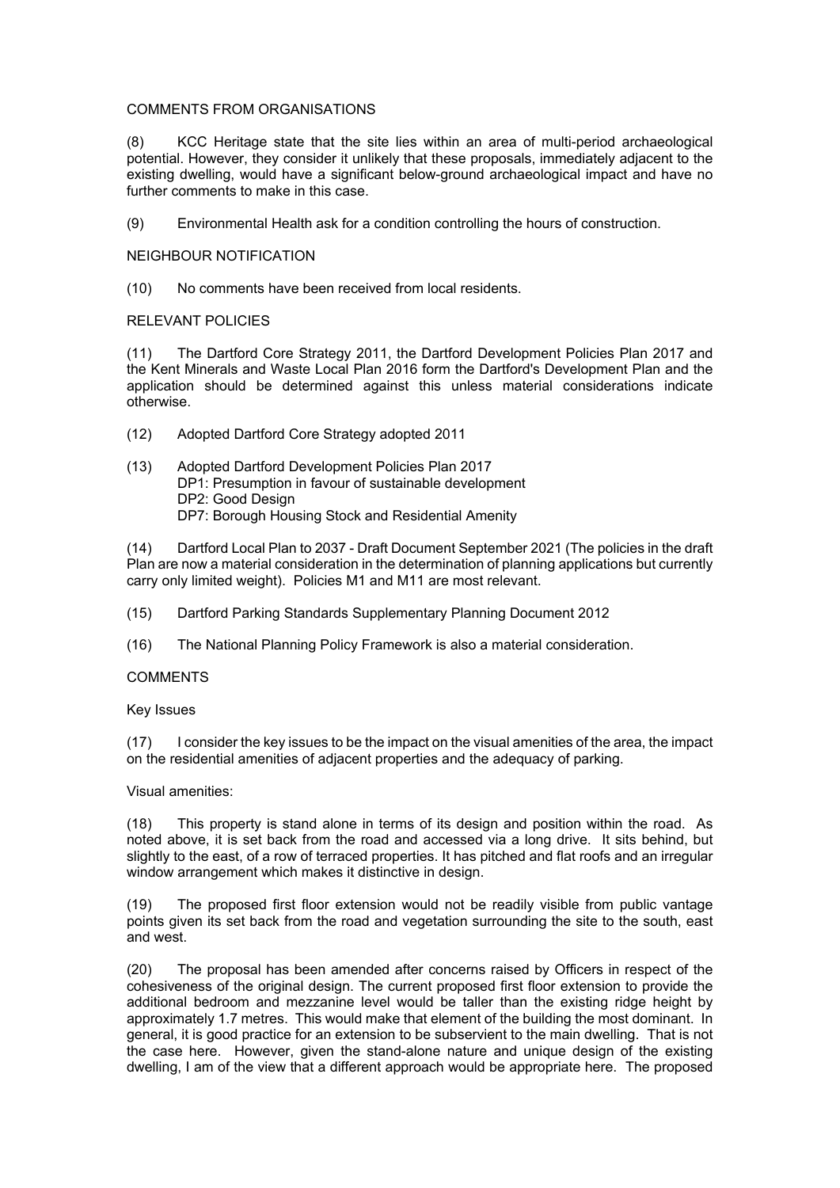COMMENTS FROM ORGANISATIONS

(8) KCC Heritage state that the site lies within an area of multi-period archaeological potential. However, they consider it unlikely that these proposals, immediately adjacent to the existing dwelling, would have a significant below-ground archaeological impact and have no further comments to make in this case.

(9) Environmental Health ask for a condition controlling the hours of construction.

NEIGHBOUR NOTIFICATION

(10) No comments have been received from local residents.

RELEVANT POLICIES

(11) The Dartford Core Strategy 2011, the Dartford Development Policies Plan 2017 and the Kent Minerals and Waste Local Plan 2016 form the Dartford's Development Plan and the application should be determined against this unless material considerations indicate otherwise.

(12) Adopted Dartford Core Strategy adopted 2011

(13) Adopted Dartford Development Policies Plan 2017
DP1: Presumption in favour of sustainable development
DP2: Good Design
DP7: Borough Housing Stock and Residential Amenity

(14) Dartford Local Plan to 2037 - Draft Document September 2021 (The policies in the draft Plan are now a material consideration in the determination of planning applications but currently carry only limited weight). Policies M1 and M11 are most relevant.

(15) Dartford Parking Standards Supplementary Planning Document 2012

(16) The National Planning Policy Framework is also a material consideration.

COMMENTS

Key Issues

(17) I consider the key issues to be the impact on the visual amenities of the area, the impact on the residential amenities of adjacent properties and the adequacy of parking.

Visual amenities:

(18) This property is stand alone in terms of its design and position within the road. As noted above, it is set back from the road and accessed via a long drive. It sits behind, but slightly to the east, of a row of terraced properties. It has pitched and flat roofs and an irregular window arrangement which makes it distinctive in design.

(19) The proposed first floor extension would not be readily visible from public vantage points given its set back from the road and vegetation surrounding the site to the south, east and west.

(20) The proposal has been amended after concerns raised by Officers in respect of the cohesiveness of the original design. The current proposed first floor extension to provide the additional bedroom and mezzanine level would be taller than the existing ridge height by approximately 1.7 metres. This would make that element of the building the most dominant. In general, it is good practice for an extension to be subservient to the main dwelling. That is not the case here. However, given the stand-alone nature and unique design of the existing dwelling, I am of the view that a different approach would be appropriate here. The proposed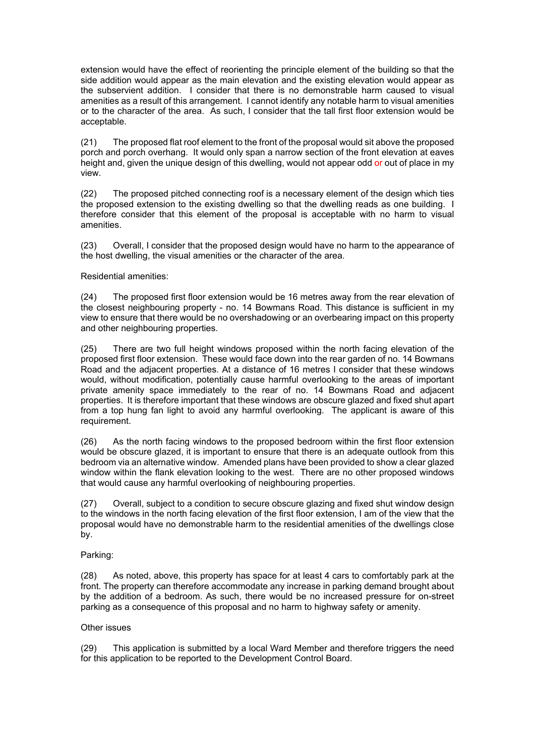extension would have the effect of reorienting the principle element of the building so that the side addition would appear as the main elevation and the existing elevation would appear as the subservient addition. I consider that there is no demonstrable harm caused to visual amenities as a result of this arrangement. I cannot identify any notable harm to visual amenities or to the character of the area. As such, I consider that the tall first floor extension would be acceptable.

(21) The proposed flat roof element to the front of the proposal would sit above the proposed porch and porch overhang. It would only span a narrow section of the front elevation at eaves height and, given the unique design of this dwelling, would not appear odd or out of place in my view.

(22) The proposed pitched connecting roof is a necessary element of the design which ties the proposed extension to the existing dwelling so that the dwelling reads as one building. I therefore consider that this element of the proposal is acceptable with no harm to visual amenities.

(23) Overall, I consider that the proposed design would have no harm to the appearance of the host dwelling, the visual amenities or the character of the area.

Residential amenities:

(24) The proposed first floor extension would be 16 metres away from the rear elevation of the closest neighbouring property - no. 14 Bowmans Road. This distance is sufficient in my view to ensure that there would be no overshadowing or an overbearing impact on this property and other neighbouring properties.

(25) There are two full height windows proposed within the north facing elevation of the proposed first floor extension. These would face down into the rear garden of no. 14 Bowmans Road and the adjacent properties. At a distance of 16 metres I consider that these windows would, without modification, potentially cause harmful overlooking to the areas of important private amenity space immediately to the rear of no. 14 Bowmans Road and adjacent properties. It is therefore important that these windows are obscure glazed and fixed shut apart from a top hung fan light to avoid any harmful overlooking. The applicant is aware of this requirement.

(26) As the north facing windows to the proposed bedroom within the first floor extension would be obscure glazed, it is important to ensure that there is an adequate outlook from this bedroom via an alternative window. Amended plans have been provided to show a clear glazed window within the flank elevation looking to the west. There are no other proposed windows that would cause any harmful overlooking of neighbouring properties.

(27) Overall, subject to a condition to secure obscure glazing and fixed shut window design to the windows in the north facing elevation of the first floor extension, I am of the view that the proposal would have no demonstrable harm to the residential amenities of the dwellings close by.

Parking:

(28) As noted, above, this property has space for at least 4 cars to comfortably park at the front. The property can therefore accommodate any increase in parking demand brought about by the addition of a bedroom. As such, there would be no increased pressure for on-street parking as a consequence of this proposal and no harm to highway safety or amenity.

Other issues

(29) This application is submitted by a local Ward Member and therefore triggers the need for this application to be reported to the Development Control Board.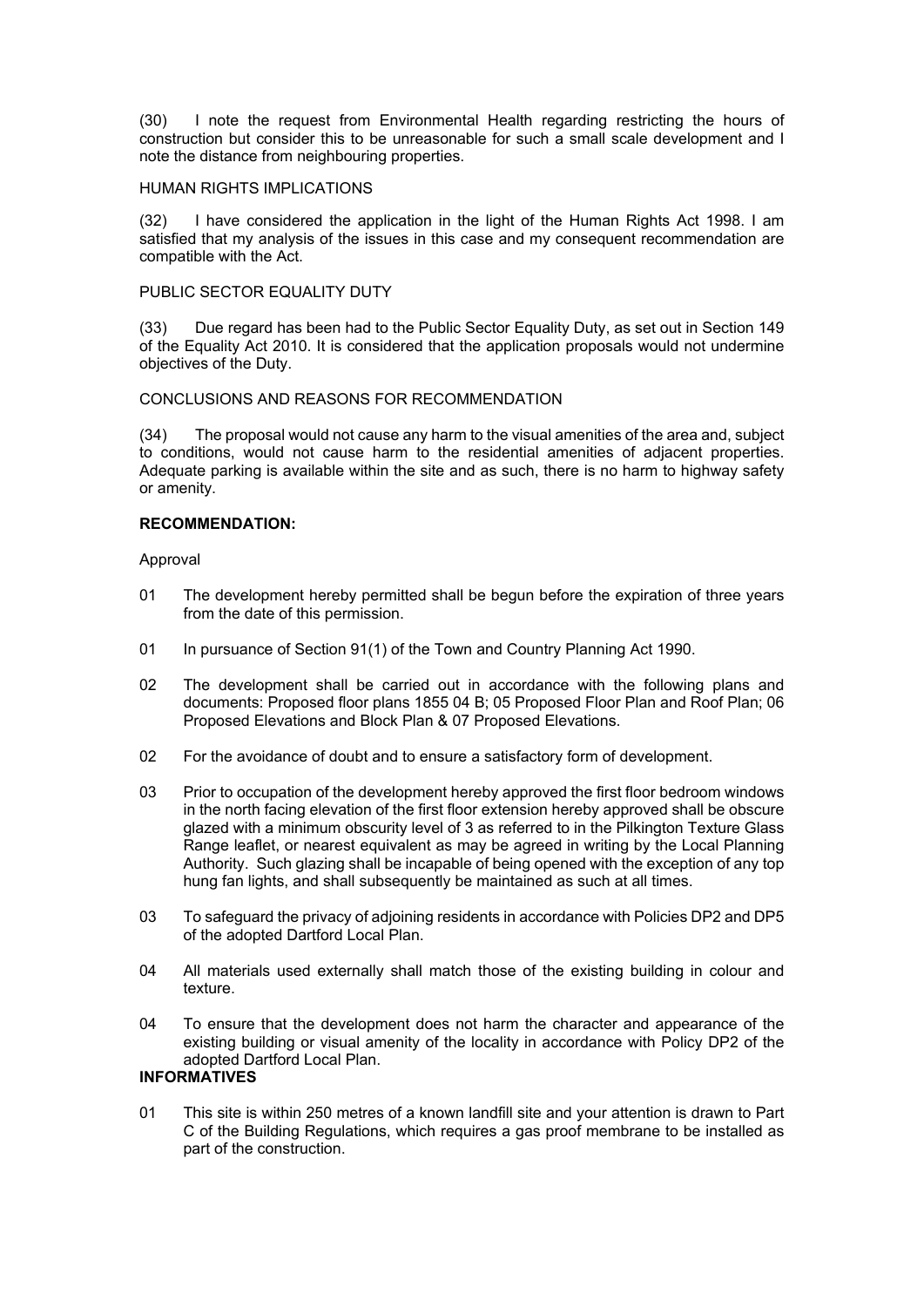(30) I note the request from Environmental Health regarding restricting the hours of construction but consider this to be unreasonable for such a small scale development and I note the distance from neighbouring properties.

HUMAN RIGHTS IMPLICATIONS

(32) I have considered the application in the light of the Human Rights Act 1998. I am satisfied that my analysis of the issues in this case and my consequent recommendation are compatible with the Act.

PUBLIC SECTOR EQUALITY DUTY

(33) Due regard has been had to the Public Sector Equality Duty, as set out in Section 149 of the Equality Act 2010. It is considered that the application proposals would not undermine objectives of the Duty.

CONCLUSIONS AND REASONS FOR RECOMMENDATION

(34) The proposal would not cause any harm to the visual amenities of the area and, subject to conditions, would not cause harm to the residential amenities of adjacent properties. Adequate parking is available within the site and as such, there is no harm to highway safety or amenity.

**RECOMMENDATION:**

Approval

01 The development hereby permitted shall be begun before the expiration of three years from the date of this permission.

01 In pursuance of Section 91(1) of the Town and Country Planning Act 1990.

02 The development shall be carried out in accordance with the following plans and documents: Proposed floor plans 1855 04 B; 05 Proposed Floor Plan and Roof Plan; 06 Proposed Elevations and Block Plan & 07 Proposed Elevations.

02 For the avoidance of doubt and to ensure a satisfactory form of development.

03 Prior to occupation of the development hereby approved the first floor bedroom windows in the north facing elevation of the first floor extension hereby approved shall be obscure glazed with a minimum obscurity level of 3 as referred to in the Pilkington Texture Glass Range leaflet, or nearest equivalent as may be agreed in writing by the Local Planning Authority. Such glazing shall be incapable of being opened with the exception of any top hung fan lights, and shall subsequently be maintained as such at all times.

03 To safeguard the privacy of adjoining residents in accordance with Policies DP2 and DP5 of the adopted Dartford Local Plan.

04 All materials used externally shall match those of the existing building in colour and texture.

04 To ensure that the development does not harm the character and appearance of the existing building or visual amenity of the locality in accordance with Policy DP2 of the adopted Dartford Local Plan.

**INFORMATIVES**

01 This site is within 250 metres of a known landfill site and your attention is drawn to Part C of the Building Regulations, which requires a gas proof membrane to be installed as part of the construction.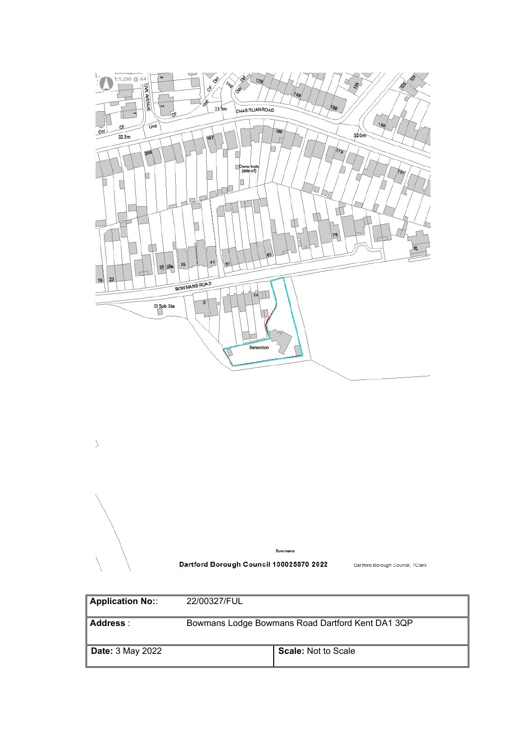1:1,250 @ A4

CHASTILIAN ROAD

BOWMANS ROAD

El Sub Sta

Dene hole (site of)

Benendon

Bowmans

Dartford Borough Council 100025870 2022

Dartford Borough Council, TClark

| | |
|---|---|
| **Application No:**: | 22/00327/FUL |
| **Address** : | Bowmans Lodge Bowmans Road Dartford Kent DA1 3QP |
| **Date:** 3 May 2022 | **Scale:** Not to Scale |